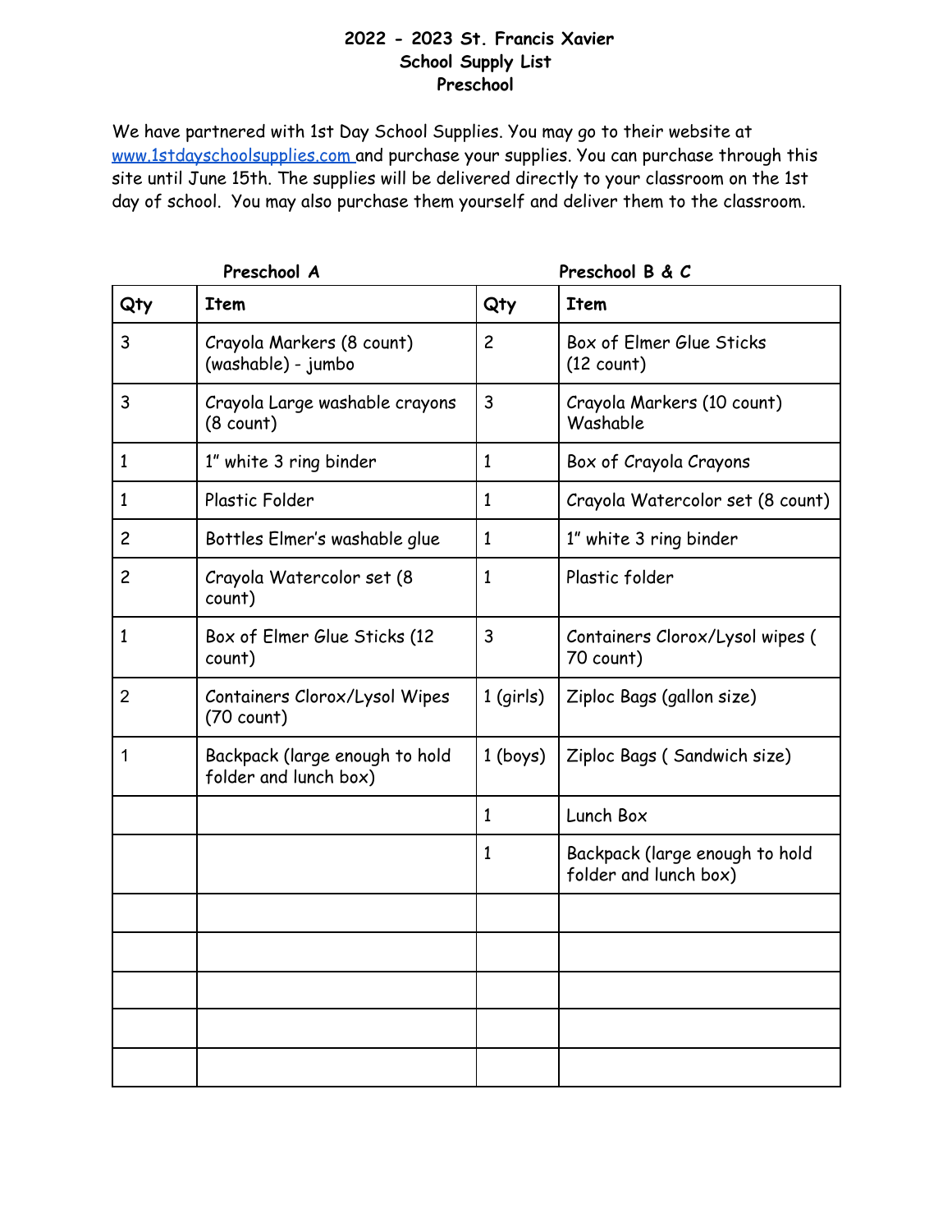# 2022 - 2023 St. Francis Xavier
## School Supply List
## Preschool

We have partnered with 1st Day School Supplies. You may go to their website at [www.1stdayschoolsupplies.com](http://www.1stdayschoolsupplies.com) and purchase your supplies. You can purchase through this site until June 15th. The supplies will be delivered directly to your classroom on the 1st day of school. You may also purchase them yourself and deliver them to the classroom.

| **Preschool A** | | **Preschool B & C** | |
|---|---|---|---|
| **Qty** | **Item** | **Qty** | **Item** |
| 3 | Crayola Markers (8 count) (washable) - jumbo | 2 | Box of Elmer Glue Sticks (12 count) |
| 3 | Crayola Large washable crayons (8 count) | 3 | Crayola Markers (10 count) Washable |
| 1 | 1" white 3 ring binder | 1 | Box of Crayola Crayons |
| 1 | Plastic Folder | 1 | Crayola Watercolor set (8 count) |
| 2 | Bottles Elmer's washable glue | 1 | 1" white 3 ring binder |
| 2 | Crayola Watercolor set (8 count) | 1 | Plastic folder |
| 1 | Box of Elmer Glue Sticks (12 count) | 3 | Containers Clorox/Lysol wipes ( 70 count) |
| 2 | Containers Clorox/Lysol Wipes (70 count) | 1 (girls) | Ziploc Bags (gallon size) |
| 1 | Backpack (large enough to hold folder and lunch box) | 1 (boys) | Ziploc Bags ( Sandwich size) |
| | | 1 | Lunch Box |
| | | 1 | Backpack (large enough to hold folder and lunch box) |
| | | | |
| | | | |
| | | | |
| | | | |
| | | | |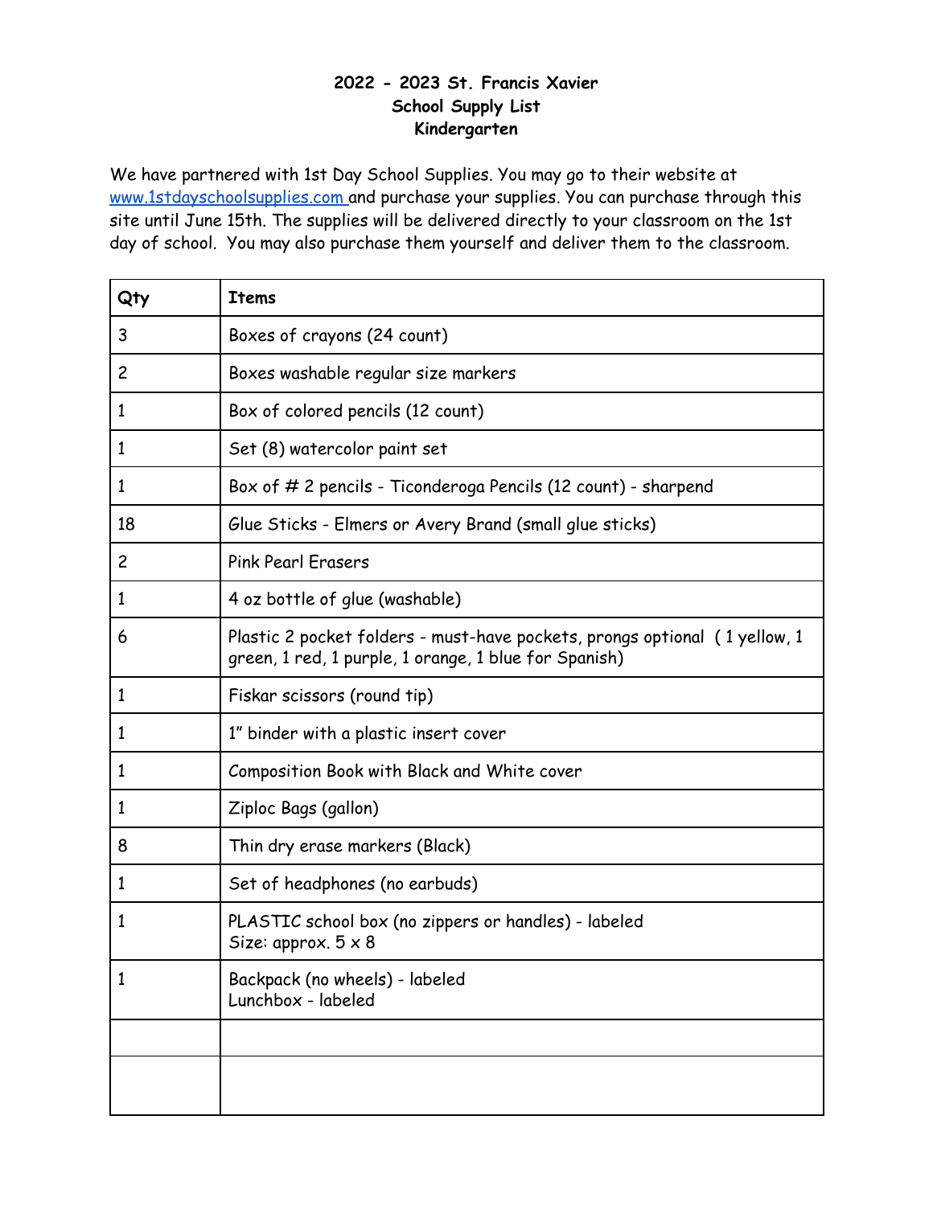**2022 - 2023 St. Francis Xavier**
**School Supply List**
**Kindergarten**

We have partnered with 1st Day School Supplies. You may go to their website at [www.1stdayschoolsupplies.com](http://www.1stdayschoolsupplies.com) and purchase your supplies. You can purchase through this site until June 15th. The supplies will be delivered directly to your classroom on the 1st day of school. You may also purchase them yourself and deliver them to the classroom.

| Qty | Items |
|---|---|
| 3 | Boxes of crayons (24 count) |
| 2 | Boxes washable regular size markers |
| 1 | Box of colored pencils (12 count) |
| 1 | Set (8) watercolor paint set |
| 1 | Box of # 2 pencils - Ticonderoga Pencils (12 count) - sharpend |
| 18 | Glue Sticks - Elmers or Avery Brand (small glue sticks) |
| 2 | Pink Pearl Erasers |
| 1 | 4 oz bottle of glue (washable) |
| 6 | Plastic 2 pocket folders - must-have pockets, prongs optional ( 1 yellow, 1 green, 1 red, 1 purple, 1 orange, 1 blue for Spanish) |
| 1 | Fiskar scissors (round tip) |
| 1 | 1" binder with a plastic insert cover |
| 1 | Composition Book with Black and White cover |
| 1 | Ziploc Bags (gallon) |
| 8 | Thin dry erase markers (Black) |
| 1 | Set of headphones (no earbuds) |
| 1 | PLASTIC school box (no zippers or handles) - labeled<br>Size: approx. 5 x 8 |
| 1 | Backpack (no wheels) - labeled<br>Lunchbox - labeled |
| | |
| | |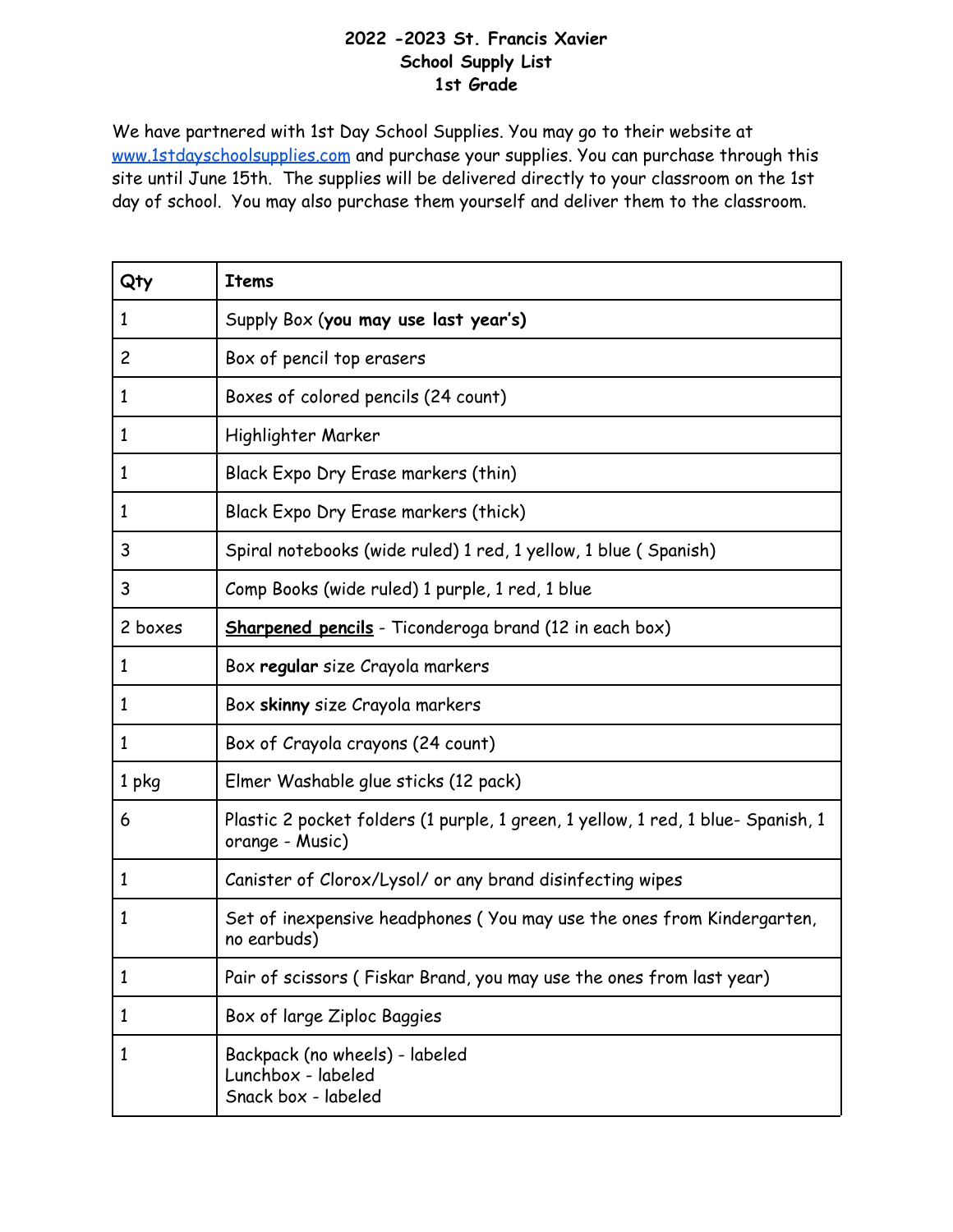# 2022 -2023 St. Francis Xavier
## School Supply List
## 1st Grade

We have partnered with 1st Day School Supplies. You may go to their website at [www.1stdayschoolsupplies.com](http://www.1stdayschoolsupplies.com) and purchase your supplies. You can purchase through this site until June 15th. The supplies will be delivered directly to your classroom on the 1st day of school. You may also purchase them yourself and deliver them to the classroom.

| Qty | Items |
|---|---|
| 1 | Supply Box (**you may use last year's)** |
| 2 | Box of pencil top erasers |
| 1 | Boxes of colored pencils (24 count) |
| 1 | Highlighter Marker |
| 1 | Black Expo Dry Erase markers (thin) |
| 1 | Black Expo Dry Erase markers (thick) |
| 3 | Spiral notebooks (wide ruled) 1 red, 1 yellow, 1 blue ( Spanish) |
| 3 | Comp Books (wide ruled) 1 purple, 1 red, 1 blue |
| 2 boxes | **Sharpened pencils** - Ticonderoga brand (12 in each box) |
| 1 | Box **regular** size Crayola markers |
| 1 | Box **skinny** size Crayola markers |
| 1 | Box of Crayola crayons (24 count) |
| 1 pkg | Elmer Washable glue sticks (12 pack) |
| 6 | Plastic 2 pocket folders (1 purple, 1 green, 1 yellow, 1 red, 1 blue- Spanish, 1 orange - Music) |
| 1 | Canister of Clorox/Lysol/ or any brand disinfecting wipes |
| 1 | Set of inexpensive headphones ( You may use the ones from Kindergarten, no earbuds) |
| 1 | Pair of scissors ( Fiskar Brand, you may use the ones from last year) |
| 1 | Box of large Ziploc Baggies |
| 1 | Backpack (no wheels) - labeled<br>Lunchbox - labeled<br>Snack box - labeled |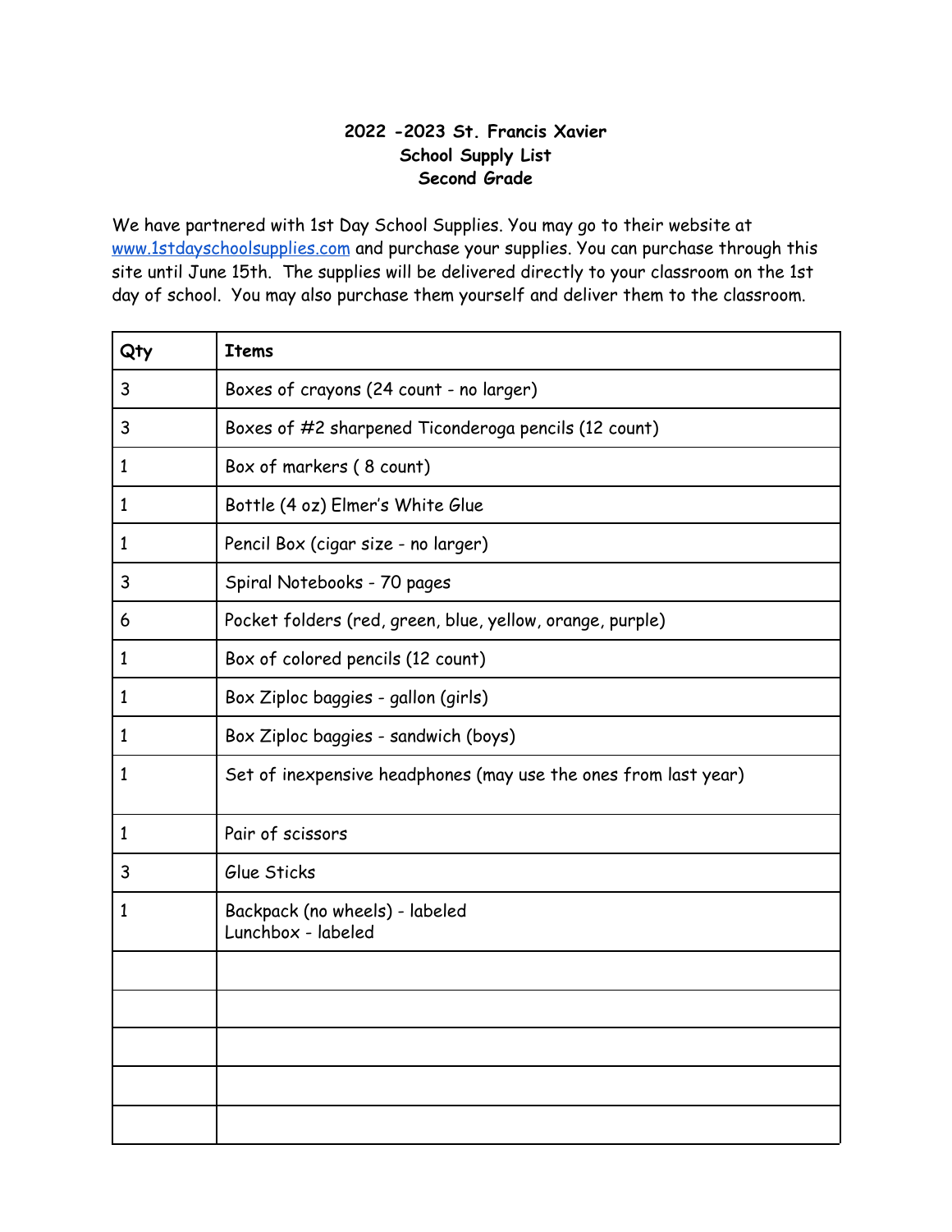**2022 -2023 St. Francis Xavier**
**School Supply List**
**Second Grade**

We have partnered with 1st Day School Supplies. You may go to their website at [www.1stdayschoolsupplies.com](http://www.1stdayschoolsupplies.com) and purchase your supplies. You can purchase through this site until June 15th. The supplies will be delivered directly to your classroom on the 1st day of school. You may also purchase them yourself and deliver them to the classroom.

| Qty | Items |
|---|---|
| 3 | Boxes of crayons (24 count - no larger) |
| 3 | Boxes of #2 sharpened Ticonderoga pencils (12 count) |
| 1 | Box of markers ( 8 count) |
| 1 | Bottle (4 oz) Elmer's White Glue |
| 1 | Pencil Box (cigar size - no larger) |
| 3 | Spiral Notebooks - 70 pages |
| 6 | Pocket folders (red, green, blue, yellow, orange, purple) |
| 1 | Box of colored pencils (12 count) |
| 1 | Box Ziploc baggies - gallon (girls) |
| 1 | Box Ziploc baggies - sandwich (boys) |
| 1 | Set of inexpensive headphones (may use the ones from last year) |
| 1 | Pair of scissors |
| 3 | Glue Sticks |
| 1 | Backpack (no wheels) - labeled<br>Lunchbox - labeled |
| | |
| | |
| | |
| | |
| | |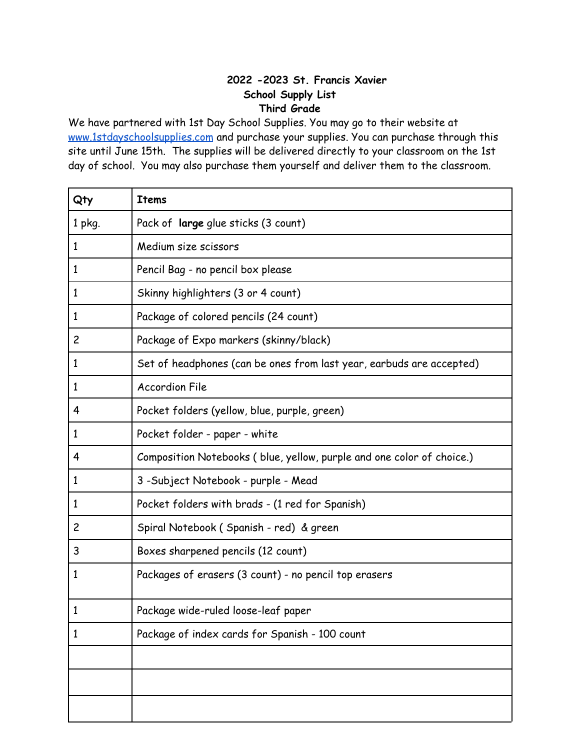**2022 -2023 St. Francis Xavier**
**School Supply List**
**Third Grade**

We have partnered with 1st Day School Supplies. You may go to their website at [www.1stdayschoolsupplies.com](http://www.1stdayschoolsupplies.com) and purchase your supplies. You can purchase through this site until June 15th. The supplies will be delivered directly to your classroom on the 1st day of school. You may also purchase them yourself and deliver them to the classroom.

| Qty | Items |
|---|---|
| 1 pkg. | Pack of **large** glue sticks (3 count) |
| 1 | Medium size scissors |
| 1 | Pencil Bag - no pencil box please |
| 1 | Skinny highlighters (3 or 4 count) |
| 1 | Package of colored pencils (24 count) |
| 2 | Package of Expo markers (skinny/black) |
| 1 | Set of headphones (can be ones from last year, earbuds are accepted) |
| 1 | Accordion File |
| 4 | Pocket folders (yellow, blue, purple, green) |
| 1 | Pocket folder - paper - white |
| 4 | Composition Notebooks ( blue, yellow, purple and one color of choice.) |
| 1 | 3 -Subject Notebook - purple - Mead |
| 1 | Pocket folders with brads - (1 red for Spanish) |
| 2 | Spiral Notebook ( Spanish - red) & green |
| 3 | Boxes sharpened pencils (12 count) |
| 1 | Packages of erasers (3 count) - no pencil top erasers |
| 1 | Package wide-ruled loose-leaf paper |
| 1 | Package of index cards for Spanish - 100 count |
| | |
| | |
| | |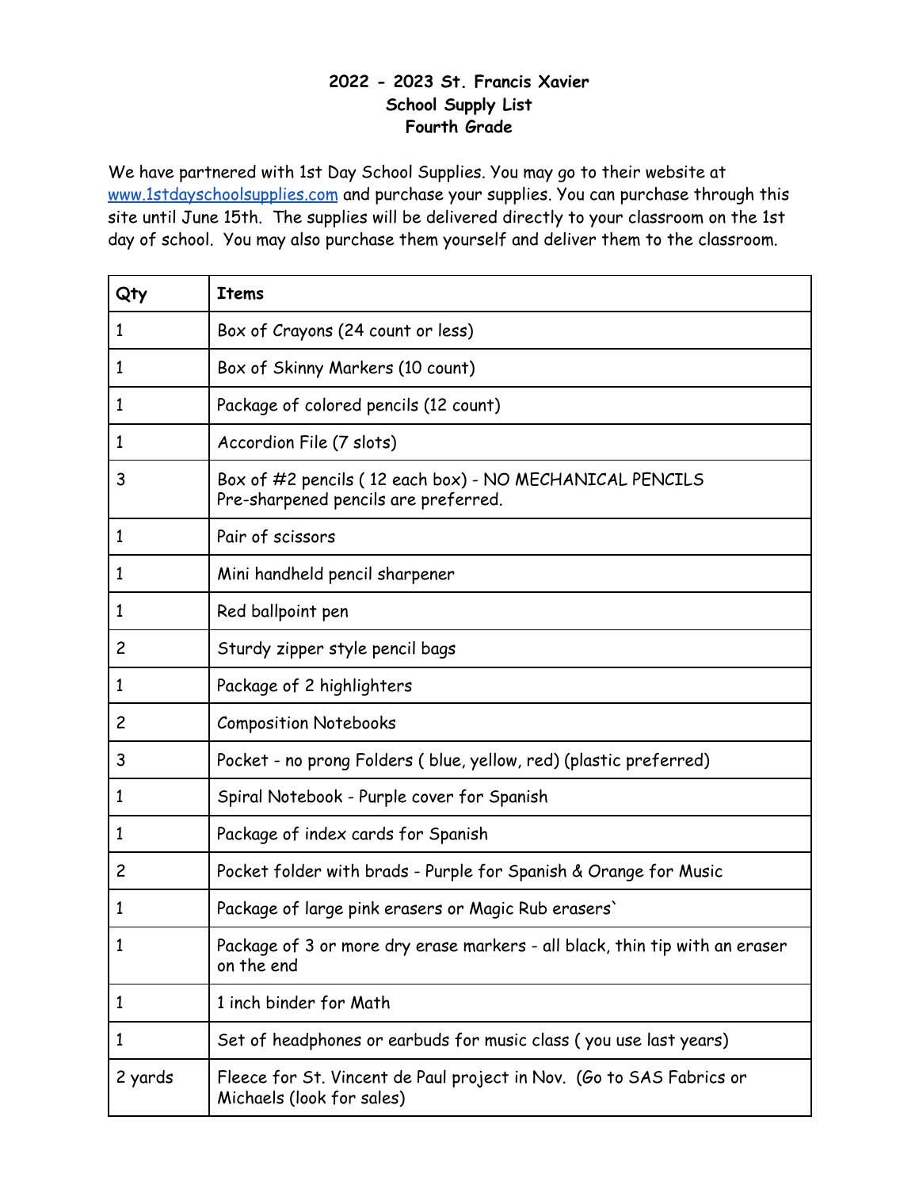# 2022 - 2023 St. Francis Xavier
## School Supply List
## Fourth Grade

We have partnered with 1st Day School Supplies. You may go to their website at [www.1stdayschoolsupplies.com](http://www.1stdayschoolsupplies.com) and purchase your supplies. You can purchase through this site until June 15th. The supplies will be delivered directly to your classroom on the 1st day of school. You may also purchase them yourself and deliver them to the classroom.

| Qty | Items |
| --- | --- |
| 1 | Box of Crayons (24 count or less) |
| 1 | Box of Skinny Markers (10 count) |
| 1 | Package of colored pencils (12 count) |
| 1 | Accordion File (7 slots) |
| 3 | Box of #2 pencils ( 12 each box) - NO MECHANICAL PENCILS<br>Pre-sharpened pencils are preferred. |
| 1 | Pair of scissors |
| 1 | Mini handheld pencil sharpener |
| 1 | Red ballpoint pen |
| 2 | Sturdy zipper style pencil bags |
| 1 | Package of 2 highlighters |
| 2 | Composition Notebooks |
| 3 | Pocket - no prong Folders ( blue, yellow, red) (plastic preferred) |
| 1 | Spiral Notebook - Purple cover for Spanish |
| 1 | Package of index cards for Spanish |
| 2 | Pocket folder with brads - Purple for Spanish & Orange for Music |
| 1 | Package of large pink erasers or Magic Rub erasers` |
| 1 | Package of 3 or more dry erase markers - all black, thin tip with an eraser on the end |
| 1 | 1 inch binder for Math |
| 1 | Set of headphones or earbuds for music class ( you use last years) |
| 2 yards | Fleece for St. Vincent de Paul project in Nov. (Go to SAS Fabrics or Michaels (look for sales) |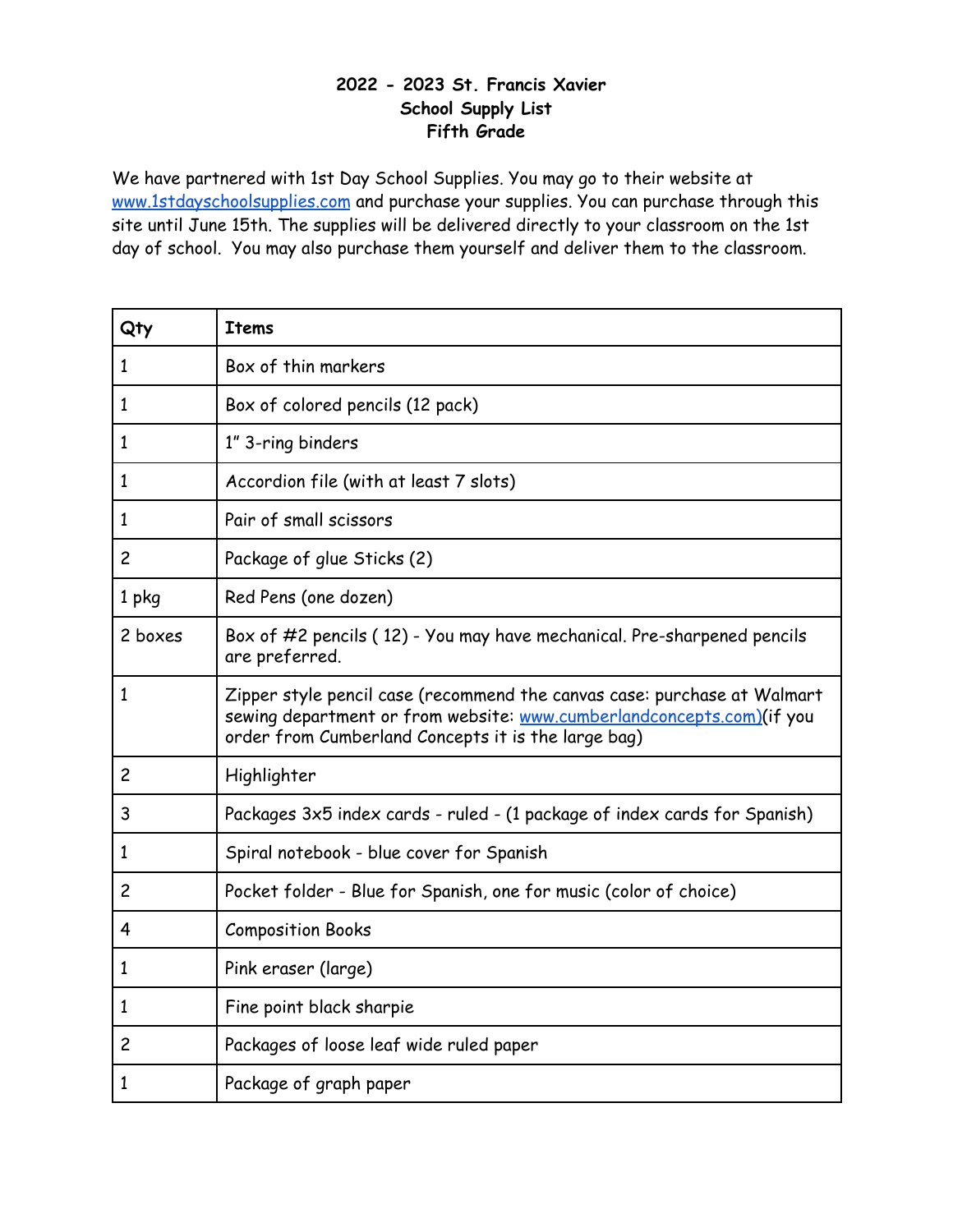# 2022 - 2023 St. Francis Xavier
## School Supply List
## Fifth Grade

We have partnered with 1st Day School Supplies. You may go to their website at [www.1stdayschoolsupplies.com](http://www.1stdayschoolsupplies.com) and purchase your supplies. You can purchase through this site until June 15th. The supplies will be delivered directly to your classroom on the 1st day of school. You may also purchase them yourself and deliver them to the classroom.

| Qty | Items |
|---|---|
| 1 | Box of thin markers |
| 1 | Box of colored pencils (12 pack) |
| 1 | 1" 3-ring binders |
| 1 | Accordion file (with at least 7 slots) |
| 1 | Pair of small scissors |
| 2 | Package of glue Sticks (2) |
| 1 pkg | Red Pens (one dozen) |
| 2 boxes | Box of #2 pencils ( 12) - You may have mechanical. Pre-sharpened pencils are preferred. |
| 1 | Zipper style pencil case (recommend the canvas case: purchase at Walmart sewing department or from website: [www.cumberlandconcepts.com)](http://www.cumberlandconcepts.com)(if you order from Cumberland Concepts it is the large bag) |
| 2 | Highlighter |
| 3 | Packages 3x5 index cards - ruled - (1 package of index cards for Spanish) |
| 1 | Spiral notebook - blue cover for Spanish |
| 2 | Pocket folder - Blue for Spanish, one for music (color of choice) |
| 4 | Composition Books |
| 1 | Pink eraser (large) |
| 1 | Fine point black sharpie |
| 2 | Packages of loose leaf wide ruled paper |
| 1 | Package of graph paper |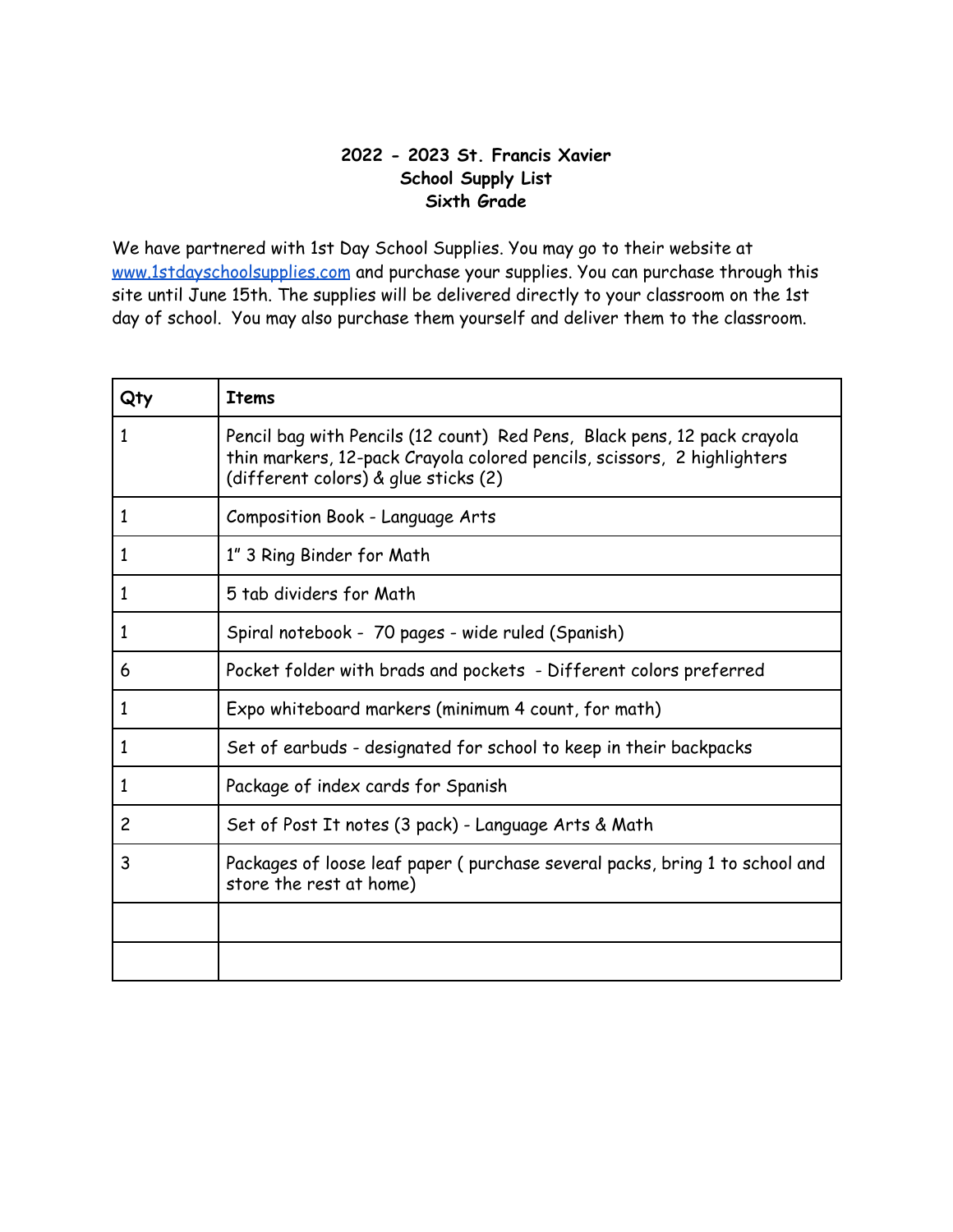**2022 - 2023 St. Francis Xavier**
**School Supply List**
**Sixth Grade**

We have partnered with 1st Day School Supplies. You may go to their website at [www.1stdayschoolsupplies.com](http://www.1stdayschoolsupplies.com) and purchase your supplies. You can purchase through this site until June 15th. The supplies will be delivered directly to your classroom on the 1st day of school. You may also purchase them yourself and deliver them to the classroom.

| Qty | Items |
|---|---|
| 1 | Pencil bag with Pencils (12 count) Red Pens, Black pens, 12 pack crayola thin markers, 12-pack Crayola colored pencils, scissors, 2 highlighters (different colors) & glue sticks (2) |
| 1 | Composition Book - Language Arts |
| 1 | 1" 3 Ring Binder for Math |
| 1 | 5 tab dividers for Math |
| 1 | Spiral notebook - 70 pages - wide ruled (Spanish) |
| 6 | Pocket folder with brads and pockets - Different colors preferred |
| 1 | Expo whiteboard markers (minimum 4 count, for math) |
| 1 | Set of earbuds - designated for school to keep in their backpacks |
| 1 | Package of index cards for Spanish |
| 2 | Set of Post It notes (3 pack) - Language Arts & Math |
| 3 | Packages of loose leaf paper ( purchase several packs, bring 1 to school and store the rest at home) |
| | |
| | |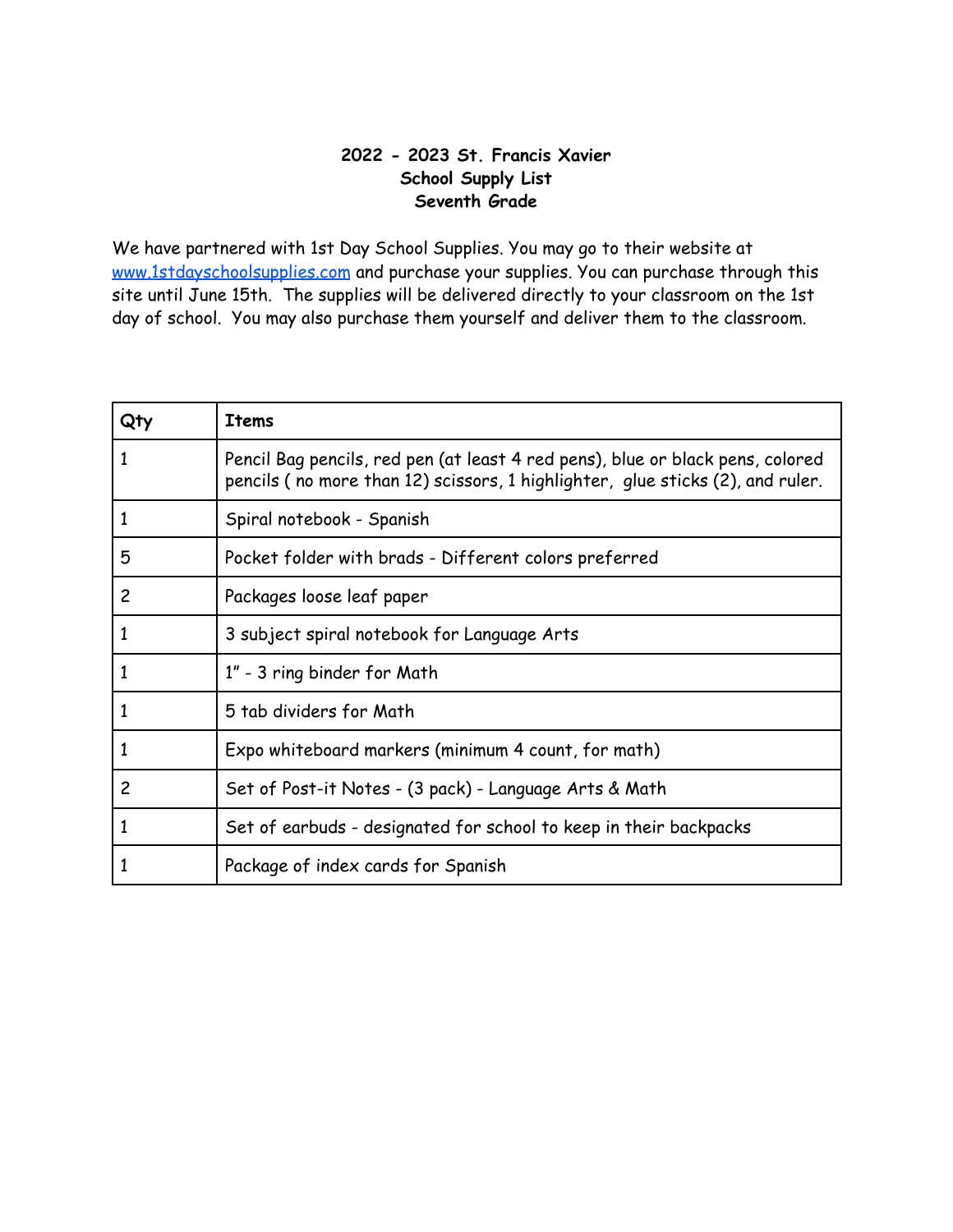**2022 - 2023 St. Francis Xavier**
**School Supply List**
**Seventh Grade**

We have partnered with 1st Day School Supplies. You may go to their website at [www.1stdayschoolsupplies.com](http://www.1stdayschoolsupplies.com) and purchase your supplies. You can purchase through this site until June 15th. The supplies will be delivered directly to your classroom on the 1st day of school. You may also purchase them yourself and deliver them to the classroom.

| Qty | Items |
|---|---|
| 1 | Pencil Bag pencils, red pen (at least 4 red pens), blue or black pens, colored pencils ( no more than 12) scissors, 1 highlighter, glue sticks (2), and ruler. |
| 1 | Spiral notebook - Spanish |
| 5 | Pocket folder with brads - Different colors preferred |
| 2 | Packages loose leaf paper |
| 1 | 3 subject spiral notebook for Language Arts |
| 1 | 1" - 3 ring binder for Math |
| 1 | 5 tab dividers for Math |
| 1 | Expo whiteboard markers (minimum 4 count, for math) |
| 2 | Set of Post-it Notes - (3 pack) - Language Arts & Math |
| 1 | Set of earbuds - designated for school to keep in their backpacks |
| 1 | Package of index cards for Spanish |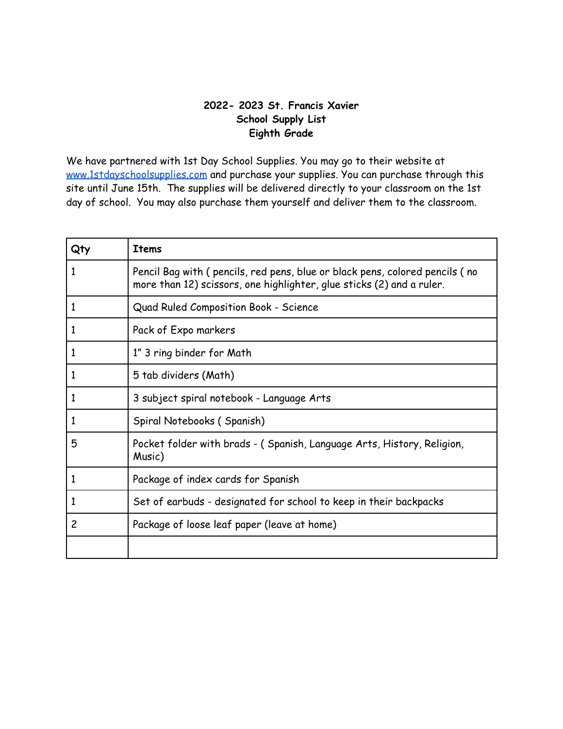**2022- 2023 St. Francis Xavier**
**School Supply List**
**Eighth Grade**

We have partnered with 1st Day School Supplies. You may go to their website at www.1stdayschoolsupplies.com and purchase your supplies. You can purchase through this site until June 15th. The supplies will be delivered directly to your classroom on the 1st day of school. You may also purchase them yourself and deliver them to the classroom.

| Qty | Items |
|---|---|
| 1 | Pencil Bag with ( pencils, red pens, blue or black pens, colored pencils ( no more than 12) scissors, one highlighter, glue sticks (2) and a ruler. |
| 1 | Quad Ruled Composition Book - Science |
| 1 | Pack of Expo markers |
| 1 | 1" 3 ring binder for Math |
| 1 | 5 tab dividers (Math) |
| 1 | 3 subject spiral notebook - Language Arts |
| 1 | Spiral Notebooks ( Spanish) |
| 5 | Pocket folder with brads - ( Spanish, Language Arts, History, Religion, Music) |
| 1 | Package of index cards for Spanish |
| 1 | Set of earbuds - designated for school to keep in their backpacks |
| 2 | Package of loose leaf paper (leave at home) |
| | |